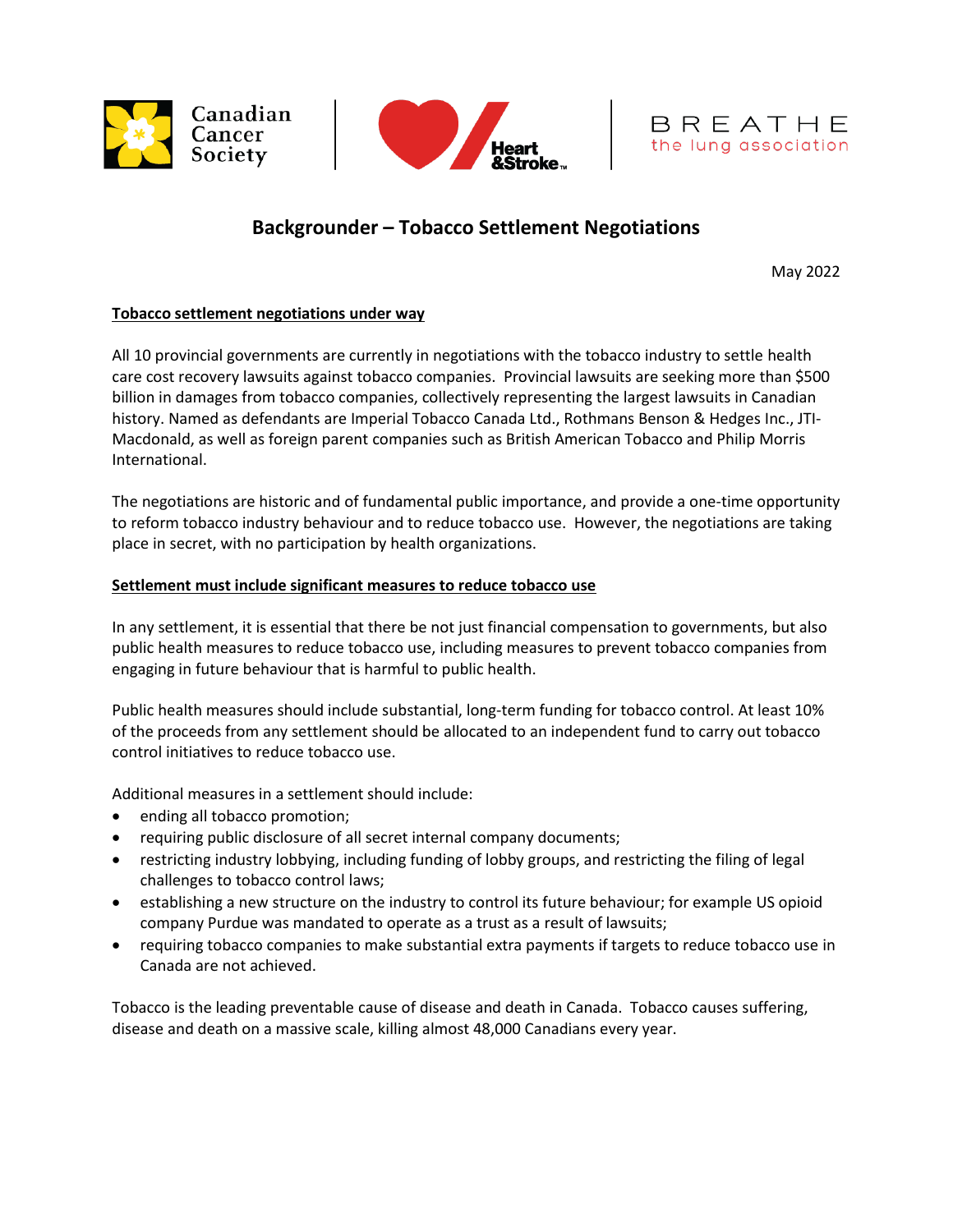Canadian Cancer Society | Heart & Stroke | BREATHE the lung association

# Backgrounder – Tobacco Settlement Negotiations

May 2022

## Tobacco settlement negotiations under way

All 10 provincial governments are currently in negotiations with the tobacco industry to settle health care cost recovery lawsuits against tobacco companies. Provincial lawsuits are seeking more than $500 billion in damages from tobacco companies, collectively representing the largest lawsuits in Canadian history. Named as defendants are Imperial Tobacco Canada Ltd., Rothmans Benson & Hedges Inc., JTI-Macdonald, as well as foreign parent companies such as British American Tobacco and Philip Morris International.

The negotiations are historic and of fundamental public importance, and provide a one-time opportunity to reform tobacco industry behaviour and to reduce tobacco use. However, the negotiations are taking place in secret, with no participation by health organizations.

## Settlement must include significant measures to reduce tobacco use

In any settlement, it is essential that there be not just financial compensation to governments, but also public health measures to reduce tobacco use, including measures to prevent tobacco companies from engaging in future behaviour that is harmful to public health.

Public health measures should include substantial, long-term funding for tobacco control. At least 10% of the proceeds from any settlement should be allocated to an independent fund to carry out tobacco control initiatives to reduce tobacco use.

Additional measures in a settlement should include:

- ending all tobacco promotion;
- requiring public disclosure of all secret internal company documents;
- restricting industry lobbying, including funding of lobby groups, and restricting the filing of legal challenges to tobacco control laws;
- establishing a new structure on the industry to control its future behaviour; for example US opioid company Purdue was mandated to operate as a trust as a result of lawsuits;
- requiring tobacco companies to make substantial extra payments if targets to reduce tobacco use in Canada are not achieved.

Tobacco is the leading preventable cause of disease and death in Canada. Tobacco causes suffering, disease and death on a massive scale, killing almost 48,000 Canadians every year.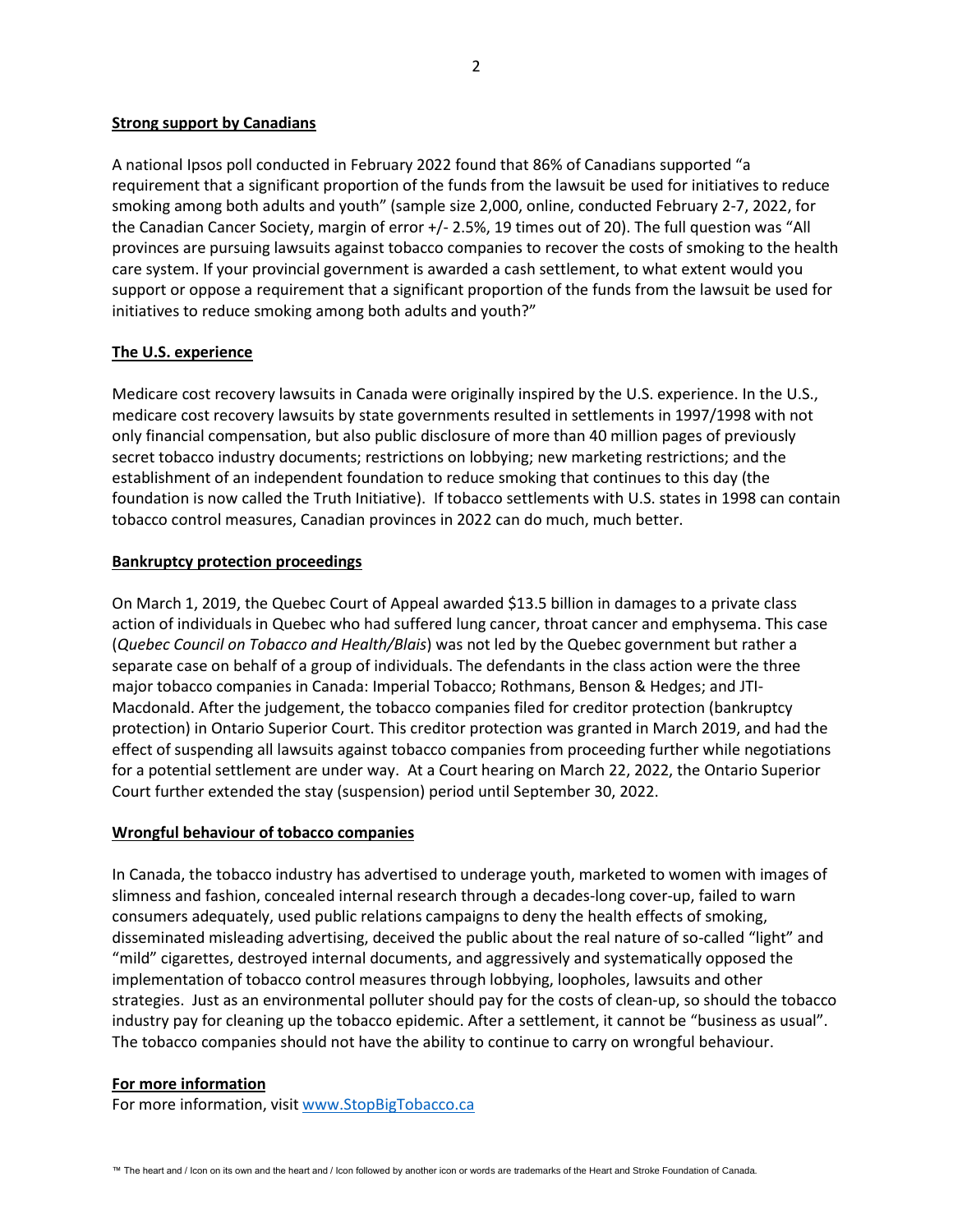**Strong support by Canadians**

A national Ipsos poll conducted in February 2022 found that 86% of Canadians supported "a requirement that a significant proportion of the funds from the lawsuit be used for initiatives to reduce smoking among both adults and youth" (sample size 2,000, online, conducted February 2-7, 2022, for the Canadian Cancer Society, margin of error +/- 2.5%, 19 times out of 20). The full question was "All provinces are pursuing lawsuits against tobacco companies to recover the costs of smoking to the health care system. If your provincial government is awarded a cash settlement, to what extent would you support or oppose a requirement that a significant proportion of the funds from the lawsuit be used for initiatives to reduce smoking among both adults and youth?"

**The U.S. experience**

Medicare cost recovery lawsuits in Canada were originally inspired by the U.S. experience. In the U.S., medicare cost recovery lawsuits by state governments resulted in settlements in 1997/1998 with not only financial compensation, but also public disclosure of more than 40 million pages of previously secret tobacco industry documents; restrictions on lobbying; new marketing restrictions; and the establishment of an independent foundation to reduce smoking that continues to this day (the foundation is now called the Truth Initiative). If tobacco settlements with U.S. states in 1998 can contain tobacco control measures, Canadian provinces in 2022 can do much, much better.

**Bankruptcy protection proceedings**

On March 1, 2019, the Quebec Court of Appeal awarded $13.5 billion in damages to a private class action of individuals in Quebec who had suffered lung cancer, throat cancer and emphysema. This case (*Quebec Council on Tobacco and Health/Blais*) was not led by the Quebec government but rather a separate case on behalf of a group of individuals. The defendants in the class action were the three major tobacco companies in Canada: Imperial Tobacco; Rothmans, Benson & Hedges; and JTI-Macdonald. After the judgement, the tobacco companies filed for creditor protection (bankruptcy protection) in Ontario Superior Court. This creditor protection was granted in March 2019, and had the effect of suspending all lawsuits against tobacco companies from proceeding further while negotiations for a potential settlement are under way. At a Court hearing on March 22, 2022, the Ontario Superior Court further extended the stay (suspension) period until September 30, 2022.

**Wrongful behaviour of tobacco companies**

In Canada, the tobacco industry has advertised to underage youth, marketed to women with images of slimness and fashion, concealed internal research through a decades-long cover-up, failed to warn consumers adequately, used public relations campaigns to deny the health effects of smoking, disseminated misleading advertising, deceived the public about the real nature of so-called "light" and "mild" cigarettes, destroyed internal documents, and aggressively and systematically opposed the implementation of tobacco control measures through lobbying, loopholes, lawsuits and other strategies. Just as an environmental polluter should pay for the costs of clean-up, so should the tobacco industry pay for cleaning up the tobacco epidemic. After a settlement, it cannot be "business as usual". The tobacco companies should not have the ability to continue to carry on wrongful behaviour.

**For more information**

For more information, visit www.StopBigTobacco.ca

™ The heart and / Icon on its own and the heart and / Icon followed by another icon or words are trademarks of the Heart and Stroke Foundation of Canada.